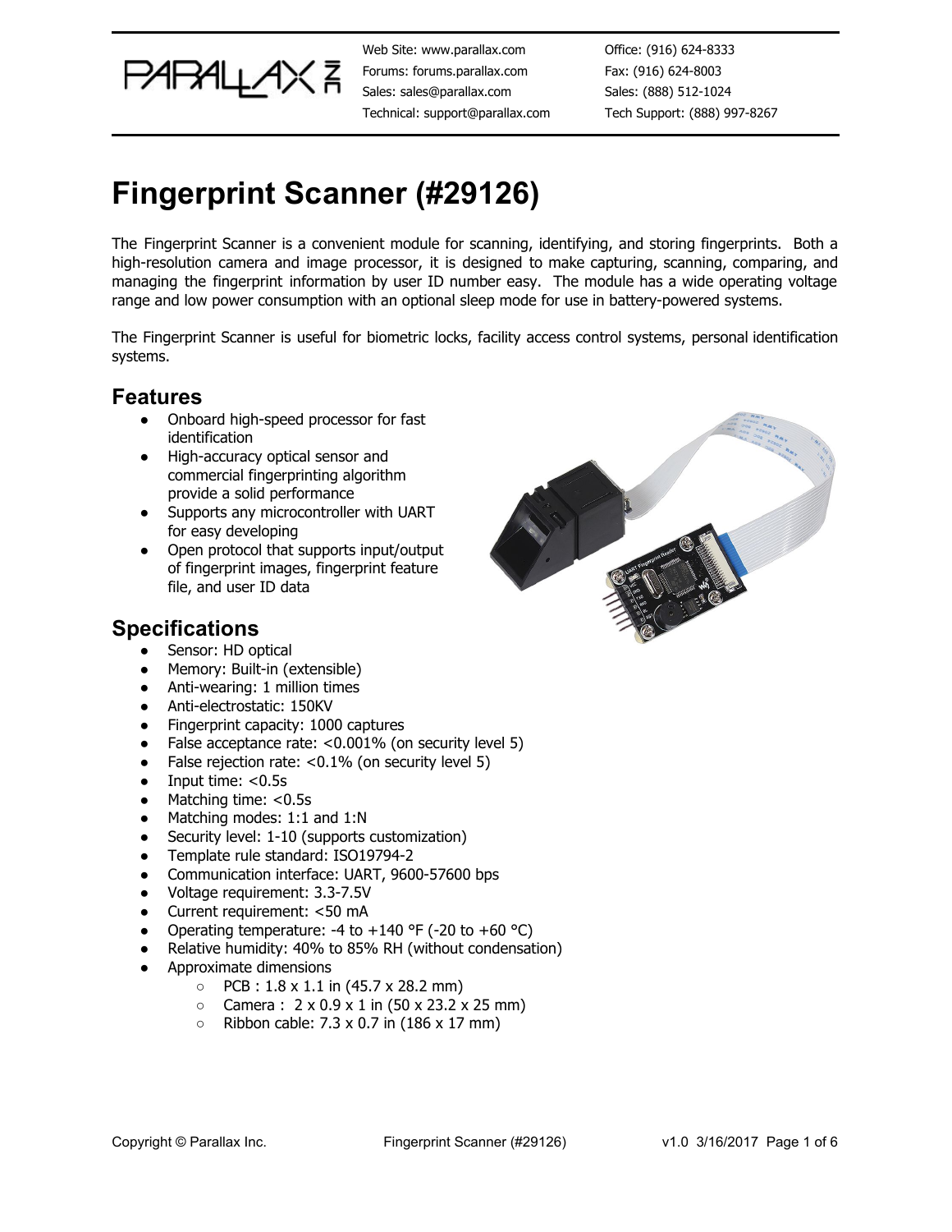Web Site: www.parallax.com
Forums: forums.parallax.com
Sales: sales@parallax.com
Technical: support@parallax.com

Office: (916) 624-8333
Fax: (916) 624-8003
Sales: (888) 512-1024
Tech Support: (888) 997-8267

# Fingerprint Scanner (#29126)

The Fingerprint Scanner is a convenient module for scanning, identifying, and storing fingerprints. Both a high-resolution camera and image processor, it is designed to make capturing, scanning, comparing, and managing the fingerprint information by user ID number easy. The module has a wide operating voltage range and low power consumption with an optional sleep mode for use in battery-powered systems.

The Fingerprint Scanner is useful for biometric locks, facility access control systems, personal identification systems.

## Features

- Onboard high-speed processor for fast identification
- High-accuracy optical sensor and commercial fingerprinting algorithm provide a solid performance
- Supports any microcontroller with UART for easy developing
- Open protocol that supports input/output of fingerprint images, fingerprint feature file, and user ID data

## Specifications

- Sensor: HD optical
- Memory: Built-in (extensible)
- Anti-wearing: 1 million times
- Anti-electrostatic: 150KV
- Fingerprint capacity: 1000 captures
- False acceptance rate: <0.001% (on security level 5)
- False rejection rate: <0.1% (on security level 5)
- Input time: <0.5s
- Matching time: <0.5s
- Matching modes: 1:1 and 1:N
- Security level: 1-10 (supports customization)
- Template rule standard: ISO19794-2
- Communication interface: UART, 9600-57600 bps
- Voltage requirement: 3.3-7.5V
- Current requirement: <50 mA
- Operating temperature: -4 to +140 °F (-20 to +60 °C)
- Relative humidity: 40% to 85% RH (without condensation)
- Approximate dimensions
  - PCB : 1.8 x 1.1 in (45.7 x 28.2 mm)
  - Camera : 2 x 0.9 x 1 in (50 x 23.2 x 25 mm)
  - Ribbon cable: 7.3 x 0.7 in (186 x 17 mm)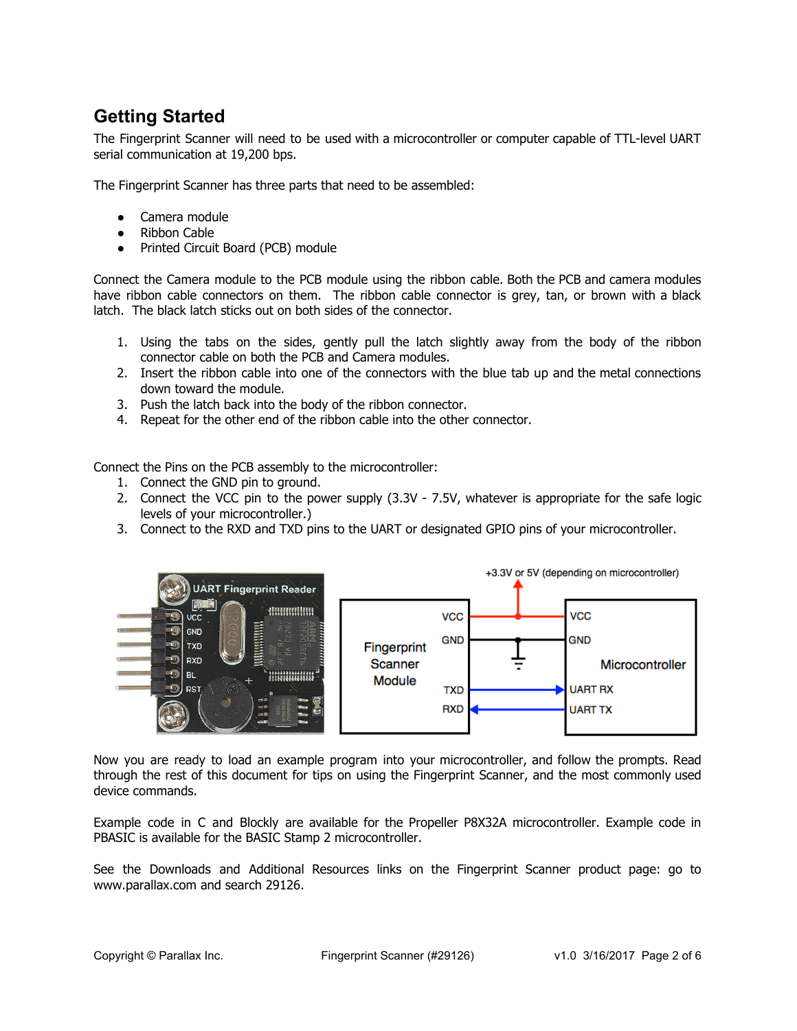## Getting Started

The Fingerprint Scanner will need to be used with a microcontroller or computer capable of TTL-level UART serial communication at 19,200 bps.

The Fingerprint Scanner has three parts that need to be assembled:

- Camera module
- Ribbon Cable
- Printed Circuit Board (PCB) module

Connect the Camera module to the PCB module using the ribbon cable. Both the PCB and camera modules have ribbon cable connectors on them. The ribbon cable connector is grey, tan, or brown with a black latch. The black latch sticks out on both sides of the connector.

1. Using the tabs on the sides, gently pull the latch slightly away from the body of the ribbon connector cable on both the PCB and Camera modules.
2. Insert the ribbon cable into one of the connectors with the blue tab up and the metal connections down toward the module.
3. Push the latch back into the body of the ribbon connector.
4. Repeat for the other end of the ribbon cable into the other connector.

Connect the Pins on the PCB assembly to the microcontroller:

1. Connect the GND pin to ground.
2. Connect the VCC pin to the power supply (3.3V - 7.5V, whatever is appropriate for the safe logic levels of your microcontroller.)
3. Connect to the RXD and TXD pins to the UART or designated GPIO pins of your microcontroller.

Now you are ready to load an example program into your microcontroller, and follow the prompts. Read through the rest of this document for tips on using the Fingerprint Scanner, and the most commonly used device commands.

Example code in C and Blockly are available for the Propeller P8X32A microcontroller. Example code in PBASIC is available for the BASIC Stamp 2 microcontroller.

See the Downloads and Additional Resources links on the Fingerprint Scanner product page: go to www.parallax.com and search 29126.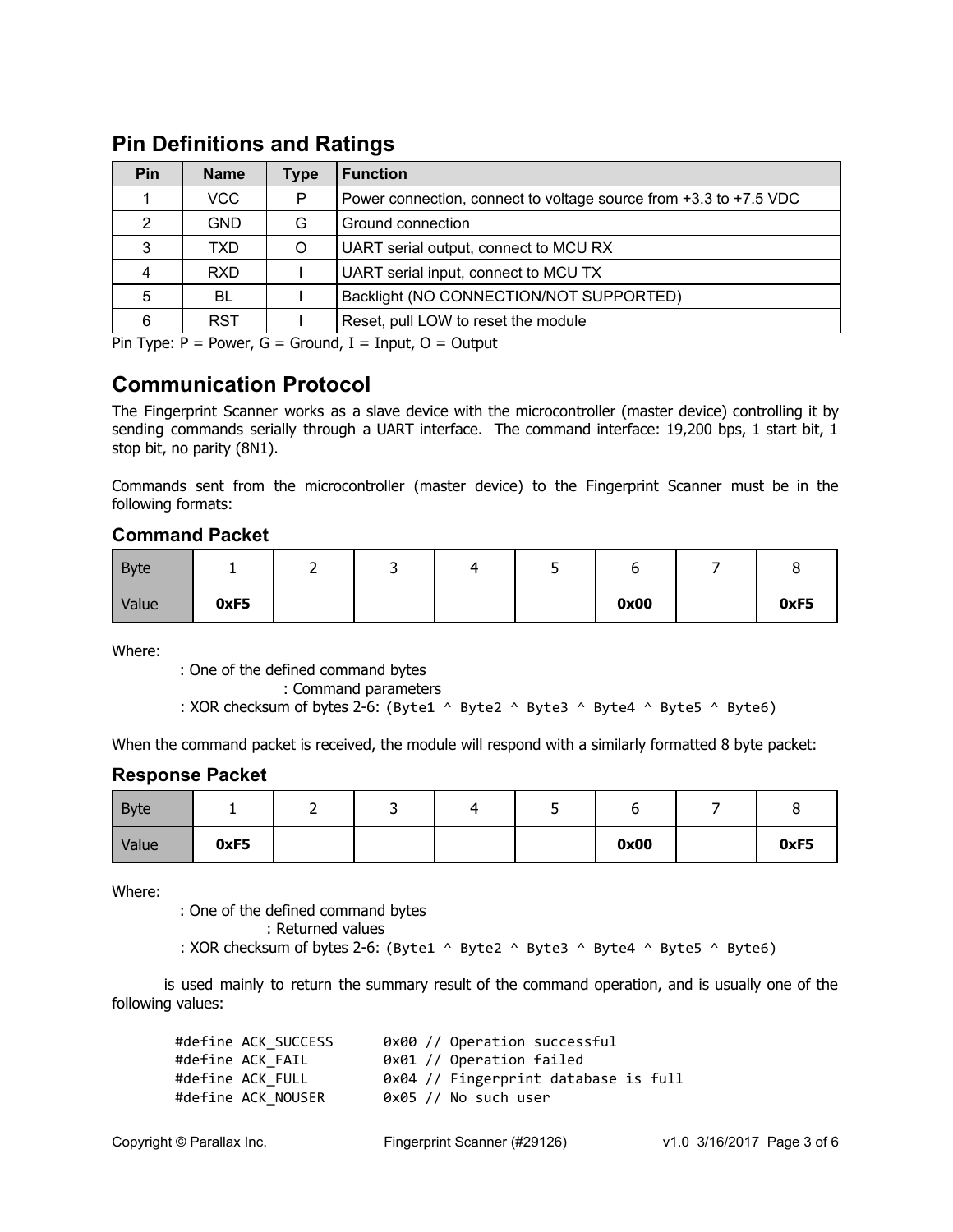## Pin Definitions and Ratings

| Pin | Name | Type | Function |
|---|---|---|---|
| 1 | VCC | P | Power connection, connect to voltage source from +3.3 to +7.5 VDC |
| 2 | GND | G | Ground connection |
| 3 | TXD | O | UART serial output, connect to MCU RX |
| 4 | RXD | I | UART serial input, connect to MCU TX |
| 5 | BL | I | Backlight (NO CONNECTION/NOT SUPPORTED) |
| 6 | RST | I | Reset, pull LOW to reset the module |

Pin Type: P = Power, G = Ground, I = Input, O = Output

## Communication Protocol

The Fingerprint Scanner works as a slave device with the microcontroller (master device) controlling it by sending commands serially through a UART interface. The command interface: 19,200 bps, 1 start bit, 1 stop bit, no parity (8N1).

Commands sent from the microcontroller (master device) to the Fingerprint Scanner must be in the following formats:

### Command Packet

| Byte | 1 | 2 | 3 | 4 | 5 | 6 | 7 | 8 |
|---|---|---|---|---|---|---|---|---|
| Value | **0xF5** | | | | | **0x00** | | **0xF5** |

Where:

: One of the defined command bytes

: Command parameters

: XOR checksum of bytes 2-6: `(Byte1 ^ Byte2 ^ Byte3 ^ Byte4 ^ Byte5 ^ Byte6)`

When the command packet is received, the module will respond with a similarly formatted 8 byte packet:

### Response Packet

| Byte | 1 | 2 | 3 | 4 | 5 | 6 | 7 | 8 |
|---|---|---|---|---|---|---|---|---|
| Value | **0xF5** | | | | | **0x00** | | **0xF5** |

Where:

: One of the defined command bytes

: Returned values

: XOR checksum of bytes 2-6: `(Byte1 ^ Byte2 ^ Byte3 ^ Byte4 ^ Byte5 ^ Byte6)`

is used mainly to return the summary result of the command operation, and is usually one of the following values:

```
#define ACK_SUCCESS      0x00 // Operation successful
#define ACK_FAIL         0x01 // Operation failed
#define ACK_FULL         0x04 // Fingerprint database is full
#define ACK_NOUSER       0x05 // No such user
```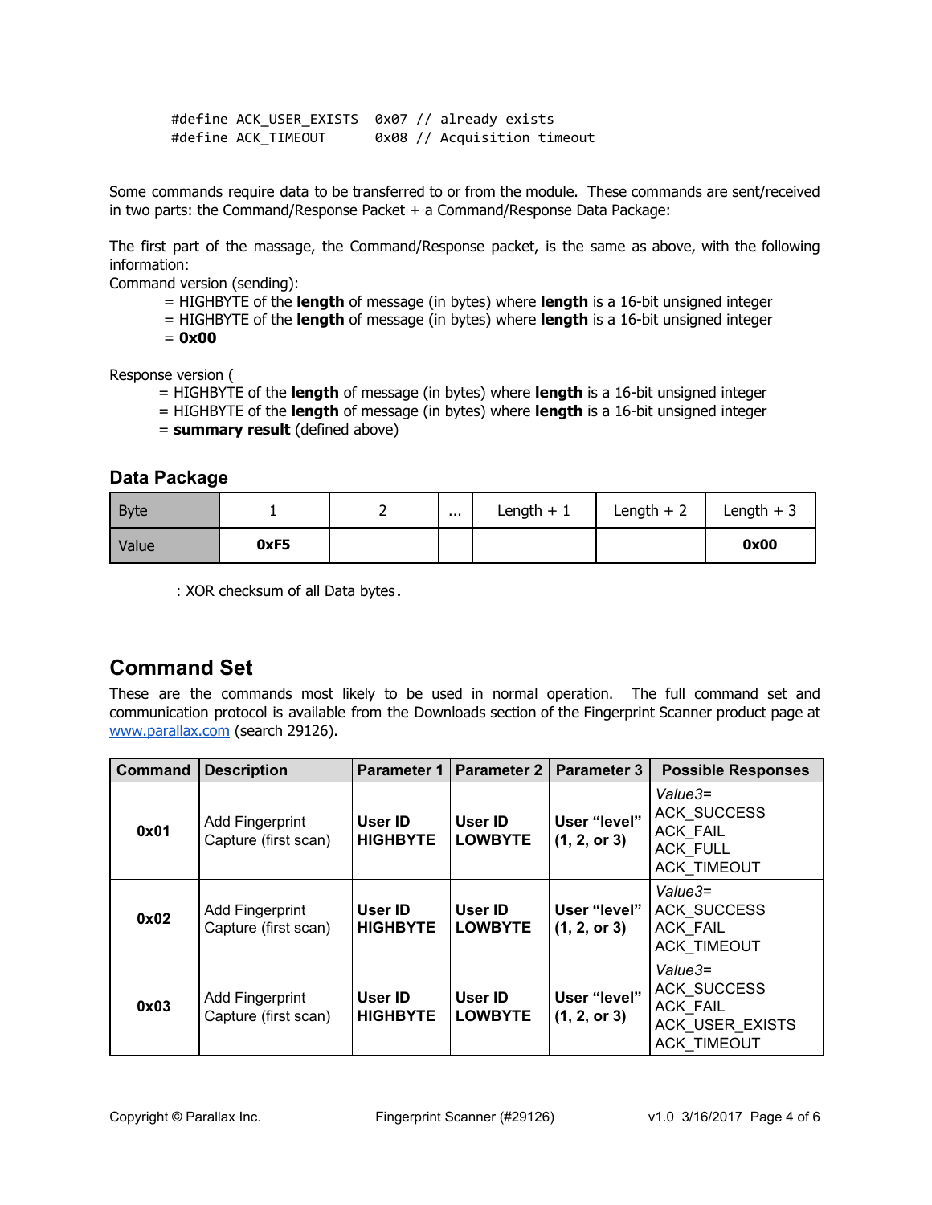```
#define ACK_USER_EXISTS  0x07 // already exists
#define ACK_TIMEOUT      0x08 // Acquisition timeout
```

Some commands require data to be transferred to or from the module. These commands are sent/received in two parts: the Command/Response Packet + a Command/Response Data Package:

The first part of the massage, the Command/Response packet, is the same as above, with the following information:

Command version (sending):

= HIGHBYTE of the **length** of message (in bytes) where **length** is a 16-bit unsigned integer
= HIGHBYTE of the **length** of message (in bytes) where **length** is a 16-bit unsigned integer
= **0x00**

Response version (

= HIGHBYTE of the **length** of message (in bytes) where **length** is a 16-bit unsigned integer
= HIGHBYTE of the **length** of message (in bytes) where **length** is a 16-bit unsigned integer
= **summary result** (defined above)

### Data Package

| Byte | 1 | 2 | ... | Length + 1 | Length + 2 | Length + 3 |
|---|---|---|---|---|---|---|
| Value | **0xF5** | | | | | **0x00** |

: XOR checksum of all Data bytes.

## Command Set

These are the commands most likely to be used in normal operation. The full command set and communication protocol is available from the Downloads section of the Fingerprint Scanner product page at www.parallax.com (search 29126).

| Command | Description | Parameter 1 | Parameter 2 | Parameter 3 | Possible Responses |
|---|---|---|---|---|---|
| **0x01** | Add Fingerprint Capture (first scan) | **User ID HIGHBYTE** | **User ID LOWBYTE** | **User "level" (1, 2, or 3)** | *Value3*= ACK_SUCCESS ACK_FAIL ACK_FULL ACK_TIMEOUT |
| **0x02** | Add Fingerprint Capture (first scan) | **User ID HIGHBYTE** | **User ID LOWBYTE** | **User "level" (1, 2, or 3)** | *Value3*= ACK_SUCCESS ACK_FAIL ACK_TIMEOUT |
| **0x03** | Add Fingerprint Capture (first scan) | **User ID HIGHBYTE** | **User ID LOWBYTE** | **User "level" (1, 2, or 3)** | *Value3*= ACK_SUCCESS ACK_FAIL ACK_USER_EXISTS ACK_TIMEOUT |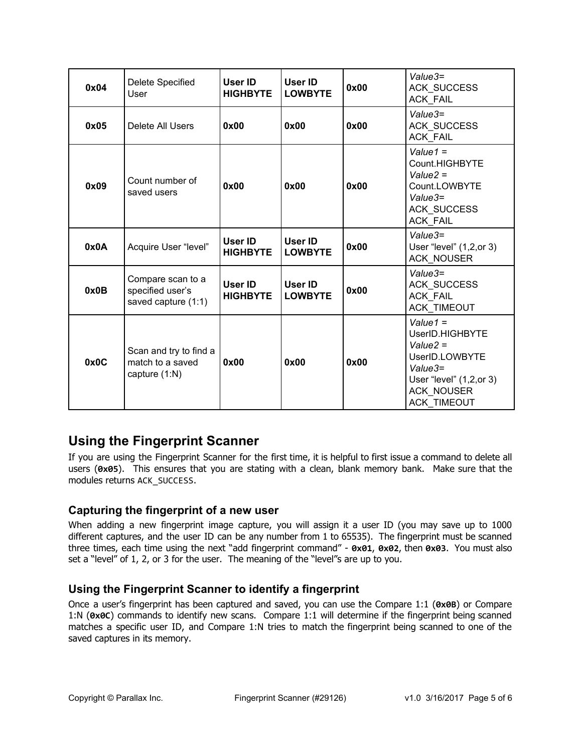| **0x04** | Delete Specified User | **User ID HIGHBYTE** | **User ID LOWBYTE** | **0x00** | *Value3*= ACK_SUCCESS ACK_FAIL |
|---|---|---|---|---|---|
| **0x05** | Delete All Users | **0x00** | **0x00** | **0x00** | *Value3*= ACK_SUCCESS ACK_FAIL |
| **0x09** | Count number of saved users | **0x00** | **0x00** | **0x00** | *Value1* = Count.HIGHBYTE *Value2* = Count.LOWBYTE *Value3*= ACK_SUCCESS ACK_FAIL |
| **0x0A** | Acquire User "level" | **User ID HIGHBYTE** | **User ID LOWBYTE** | **0x00** | *Value3*= User "level" (1,2,or 3) ACK_NOUSER |
| **0x0B** | Compare scan to a specified user's saved capture (1:1) | **User ID HIGHBYTE** | **User ID LOWBYTE** | **0x00** | *Value3*= ACK_SUCCESS ACK_FAIL ACK_TIMEOUT |
| **0x0C** | Scan and try to find a match to a saved capture (1:N) | **0x00** | **0x00** | **0x00** | *Value1* = UserID.HIGHBYTE *Value2* = UserID.LOWBYTE *Value3*= User "level" (1,2,or 3) ACK_NOUSER ACK_TIMEOUT |

## Using the Fingerprint Scanner

If you are using the Fingerprint Scanner for the first time, it is helpful to first issue a command to delete all users (**0x05**). This ensures that you are stating with a clean, blank memory bank. Make sure that the modules returns ACK_SUCCESS.

### Capturing the fingerprint of a new user

When adding a new fingerprint image capture, you will assign it a user ID (you may save up to 1000 different captures, and the user ID can be any number from 1 to 65535). The fingerprint must be scanned three times, each time using the next "add fingerprint command" - **0x01**, **0x02**, then **0x03**. You must also set a "level" of 1, 2, or 3 for the user. The meaning of the "level"s are up to you.

### Using the Fingerprint Scanner to identify a fingerprint

Once a user's fingerprint has been captured and saved, you can use the Compare 1:1 (**0x0B**) or Compare 1:N (**0x0C**) commands to identify new scans. Compare 1:1 will determine if the fingerprint being scanned matches a specific user ID, and Compare 1:N tries to match the fingerprint being scanned to one of the saved captures in its memory.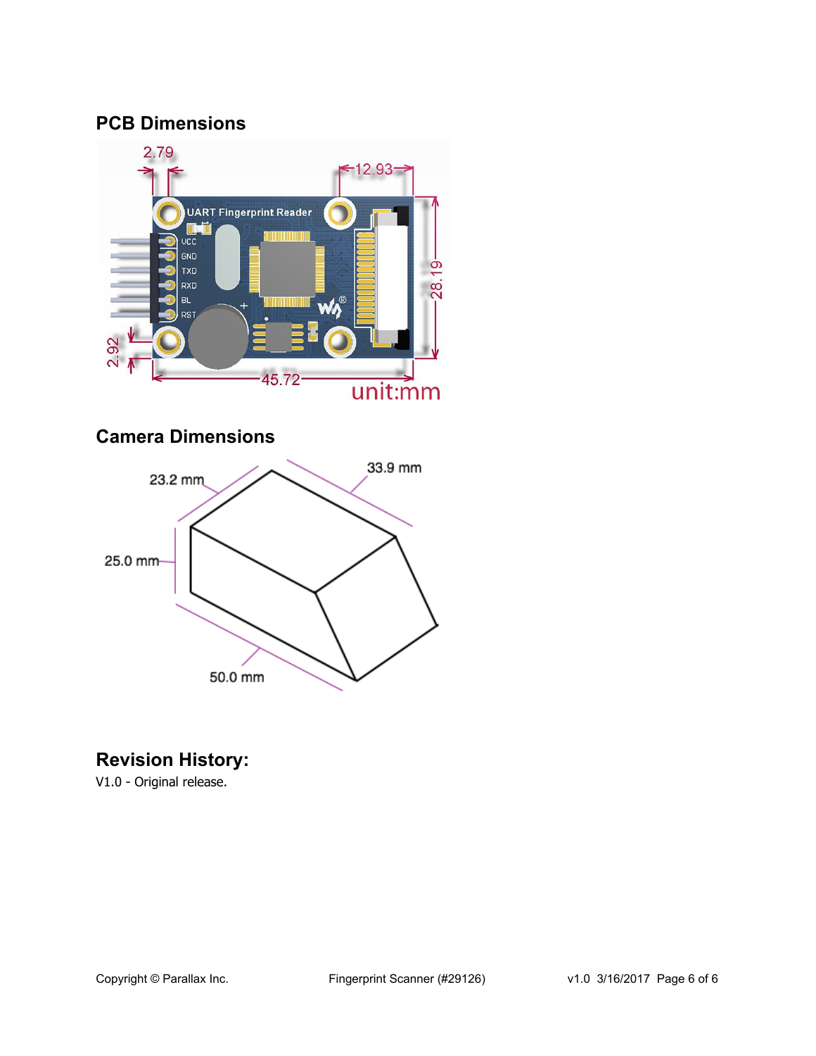## PCB Dimensions

## Camera Dimensions

## Revision History:

V1.0 - Original release.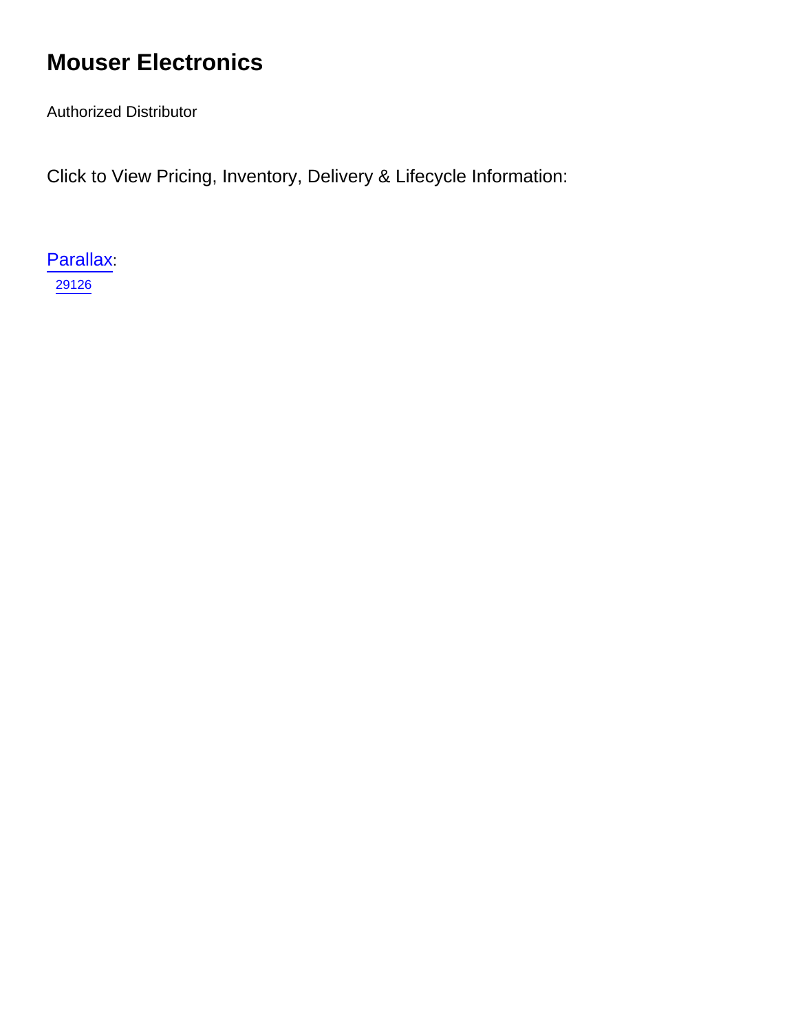# Mouser Electronics

Authorized Distributor

Click to View Pricing, Inventory, Delivery & Lifecycle Information:

Parallax:

29126